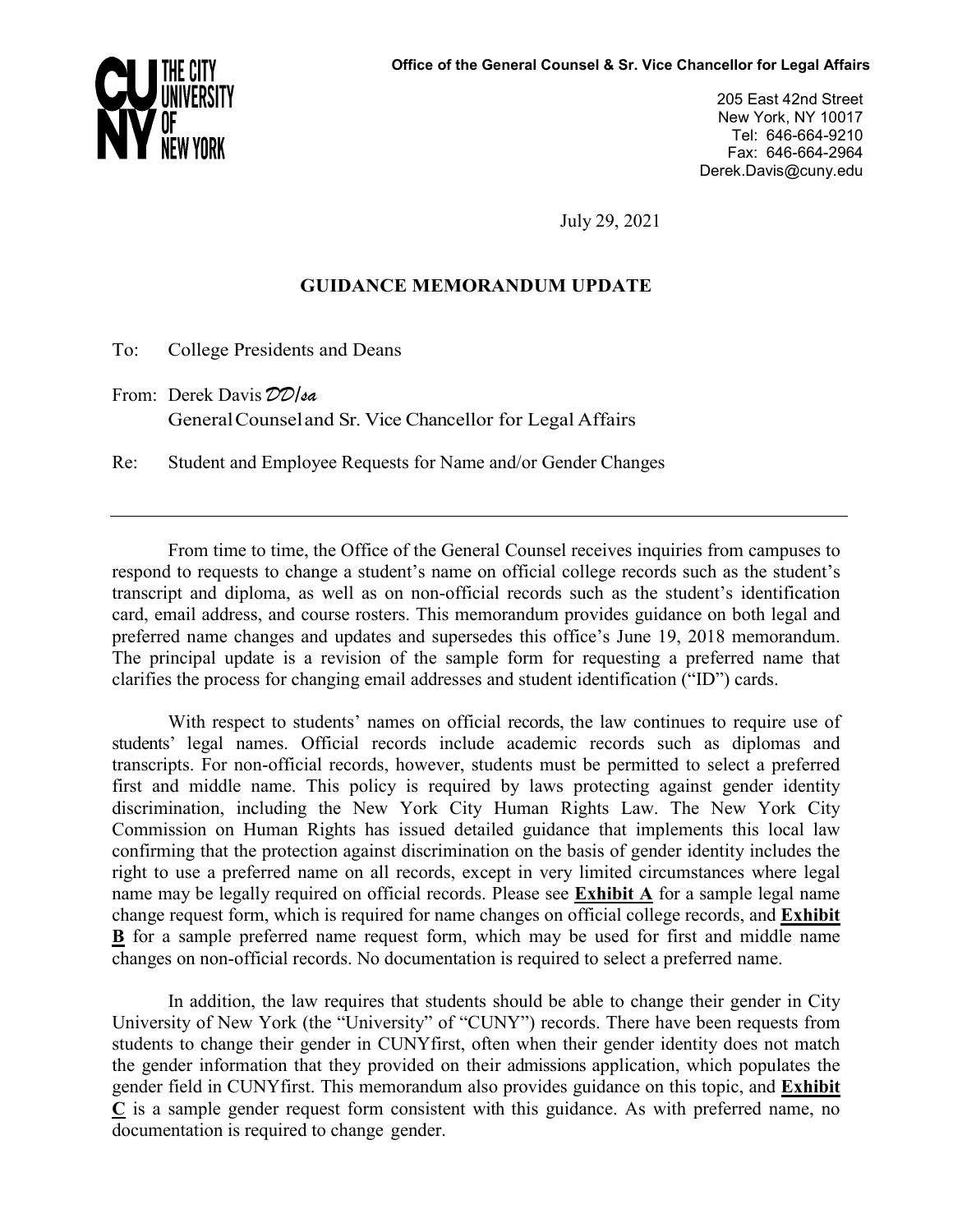**Office of the General Counsel & Sr. Vice Chancellor for Legal Affairs**

205 East 42nd Street
New York, NY 10017
Tel: 646-664-9210
Fax: 646-664-2964
Derek.Davis@cuny.edu

July 29, 2021

## GUIDANCE MEMORANDUM UPDATE

To: College Presidents and Deans

From: Derek Davis *DD/sa*
General Counsel and Sr. Vice Chancellor for Legal Affairs

Re: Student and Employee Requests for Name and/or Gender Changes

---

From time to time, the Office of the General Counsel receives inquiries from campuses to respond to requests to change a student's name on official college records such as the student's transcript and diploma, as well as on non-official records such as the student's identification card, email address, and course rosters. This memorandum provides guidance on both legal and preferred name changes and updates and supersedes this office's June 19, 2018 memorandum. The principal update is a revision of the sample form for requesting a preferred name that clarifies the process for changing email addresses and student identification ("ID") cards.

With respect to students' names on official records, the law continues to require use of students' legal names. Official records include academic records such as diplomas and transcripts. For non-official records, however, students must be permitted to select a preferred first and middle name. This policy is required by laws protecting against gender identity discrimination, including the New York City Human Rights Law. The New York City Commission on Human Rights has issued detailed guidance that implements this local law confirming that the protection against discrimination on the basis of gender identity includes the right to use a preferred name on all records, except in very limited circumstances where legal name may be legally required on official records. Please see **Exhibit A** for a sample legal name change request form, which is required for name changes on official college records, and **Exhibit B** for a sample preferred name request form, which may be used for first and middle name changes on non-official records. No documentation is required to select a preferred name.

In addition, the law requires that students should be able to change their gender in City University of New York (the "University" of "CUNY") records. There have been requests from students to change their gender in CUNYfirst, often when their gender identity does not match the gender information that they provided on their admissions application, which populates the gender field in CUNYfirst. This memorandum also provides guidance on this topic, and **Exhibit C** is a sample gender request form consistent with this guidance. As with preferred name, no documentation is required to change gender.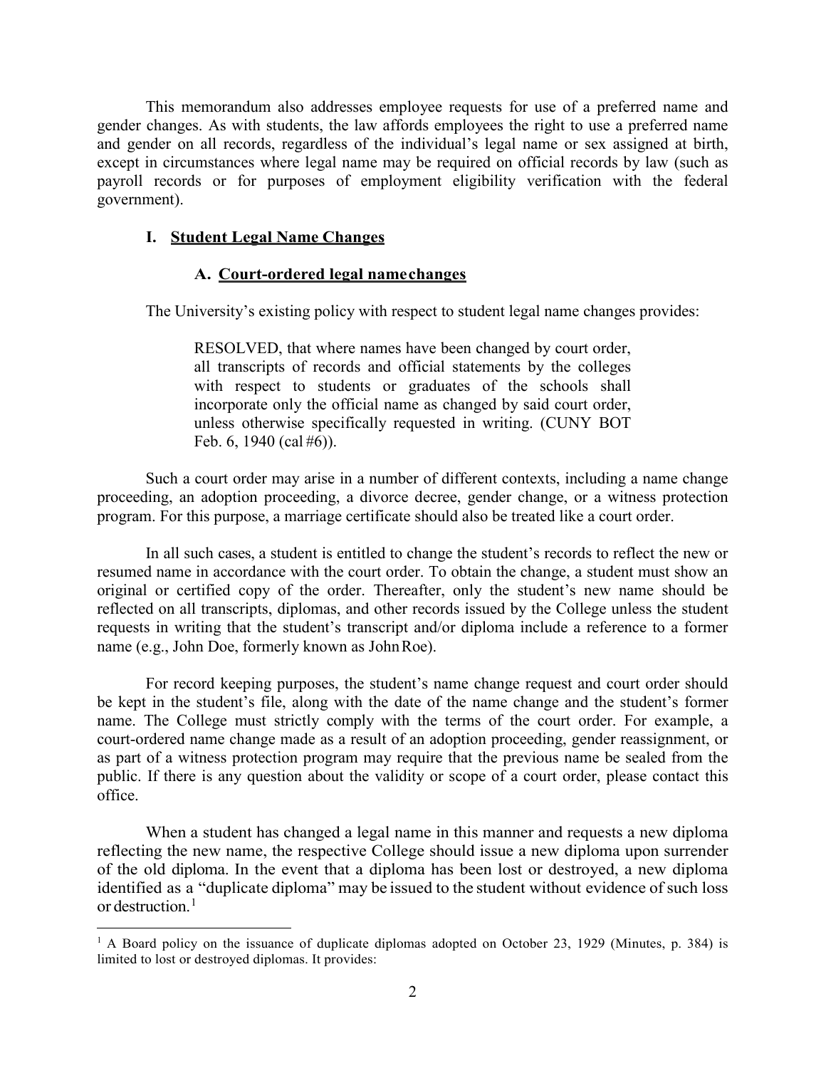This memorandum also addresses employee requests for use of a preferred name and gender changes. As with students, the law affords employees the right to use a preferred name and gender on all records, regardless of the individual's legal name or sex assigned at birth, except in circumstances where legal name may be required on official records by law (such as payroll records or for purposes of employment eligibility verification with the federal government).

## I. Student Legal Name Changes

### A. Court-ordered legal name changes

The University's existing policy with respect to student legal name changes provides:

> RESOLVED, that where names have been changed by court order, all transcripts of records and official statements by the colleges with respect to students or graduates of the schools shall incorporate only the official name as changed by said court order, unless otherwise specifically requested in writing. (CUNY BOT Feb. 6, 1940 (cal #6)).

Such a court order may arise in a number of different contexts, including a name change proceeding, an adoption proceeding, a divorce decree, gender change, or a witness protection program. For this purpose, a marriage certificate should also be treated like a court order.

In all such cases, a student is entitled to change the student's records to reflect the new or resumed name in accordance with the court order. To obtain the change, a student must show an original or certified copy of the order. Thereafter, only the student's new name should be reflected on all transcripts, diplomas, and other records issued by the College unless the student requests in writing that the student's transcript and/or diploma include a reference to a former name (e.g., John Doe, formerly known as John Roe).

For record keeping purposes, the student's name change request and court order should be kept in the student's file, along with the date of the name change and the student's former name. The College must strictly comply with the terms of the court order. For example, a court-ordered name change made as a result of an adoption proceeding, gender reassignment, or as part of a witness protection program may require that the previous name be sealed from the public. If there is any question about the validity or scope of a court order, please contact this office.

When a student has changed a legal name in this manner and requests a new diploma reflecting the new name, the respective College should issue a new diploma upon surrender of the old diploma. In the event that a diploma has been lost or destroyed, a new diploma identified as a "duplicate diploma" may be issued to the student without evidence of such loss or destruction.[1]

---

[1] A Board policy on the issuance of duplicate diplomas adopted on October 23, 1929 (Minutes, p. 384) is limited to lost or destroyed diplomas. It provides: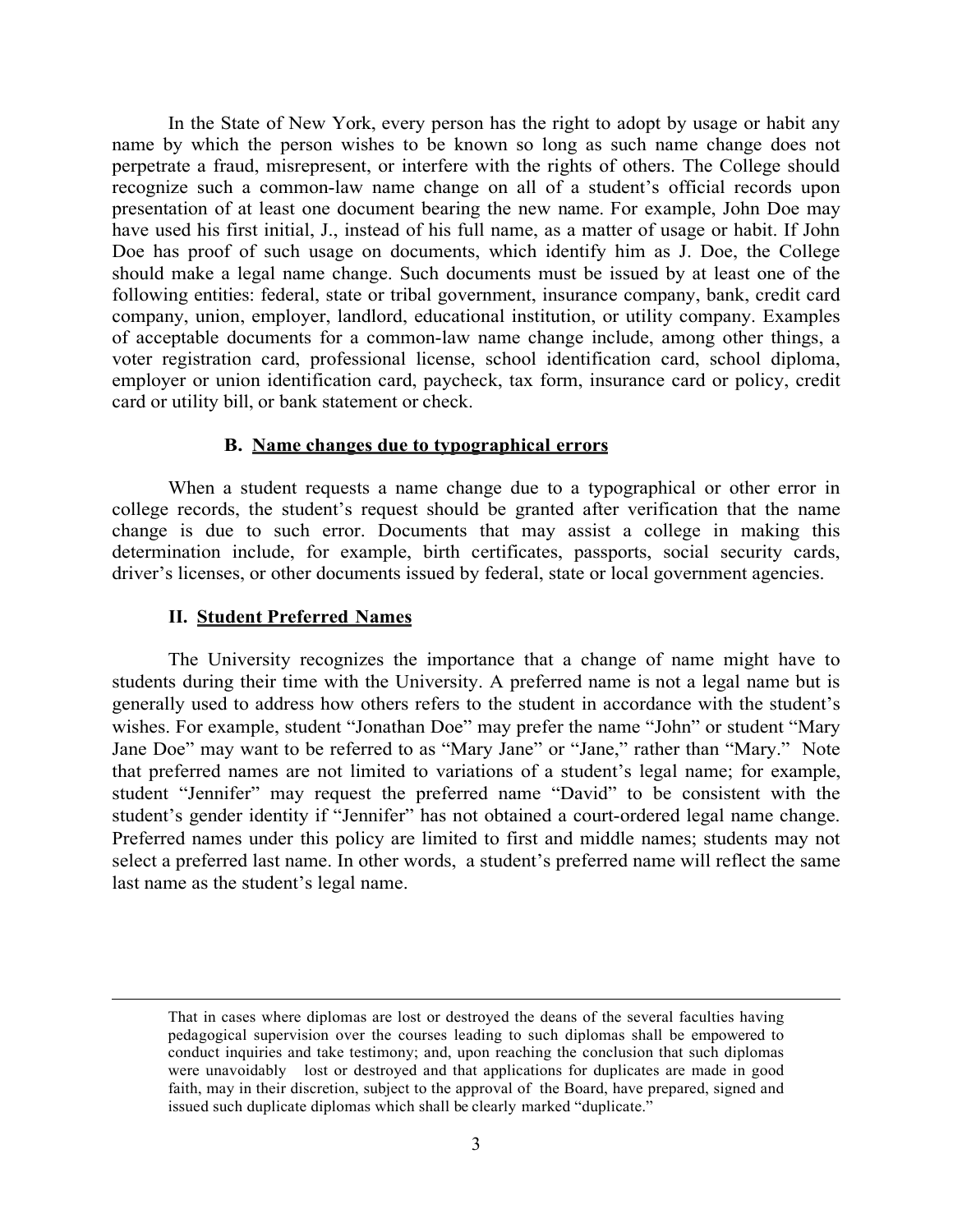In the State of New York, every person has the right to adopt by usage or habit any name by which the person wishes to be known so long as such name change does not perpetrate a fraud, misrepresent, or interfere with the rights of others. The College should recognize such a common-law name change on all of a student's official records upon presentation of at least one document bearing the new name. For example, John Doe may have used his first initial, J., instead of his full name, as a matter of usage or habit. If John Doe has proof of such usage on documents, which identify him as J. Doe, the College should make a legal name change. Such documents must be issued by at least one of the following entities: federal, state or tribal government, insurance company, bank, credit card company, union, employer, landlord, educational institution, or utility company. Examples of acceptable documents for a common-law name change include, among other things, a voter registration card, professional license, school identification card, school diploma, employer or union identification card, paycheck, tax form, insurance card or policy, credit card or utility bill, or bank statement or check.

### B. Name changes due to typographical errors

When a student requests a name change due to a typographical or other error in college records, the student's request should be granted after verification that the name change is due to such error. Documents that may assist a college in making this determination include, for example, birth certificates, passports, social security cards, driver's licenses, or other documents issued by federal, state or local government agencies.

## II. Student Preferred Names

The University recognizes the importance that a change of name might have to students during their time with the University. A preferred name is not a legal name but is generally used to address how others refers to the student in accordance with the student's wishes. For example, student "Jonathan Doe" may prefer the name "John" or student "Mary Jane Doe" may want to be referred to as "Mary Jane" or "Jane," rather than "Mary." Note that preferred names are not limited to variations of a student's legal name; for example, student "Jennifer" may request the preferred name "David" to be consistent with the student's gender identity if "Jennifer" has not obtained a court-ordered legal name change. Preferred names under this policy are limited to first and middle names; students may not select a preferred last name. In other words, a student's preferred name will reflect the same last name as the student's legal name.

---

That in cases where diplomas are lost or destroyed the deans of the several faculties having pedagogical supervision over the courses leading to such diplomas shall be empowered to conduct inquiries and take testimony; and, upon reaching the conclusion that such diplomas were unavoidably lost or destroyed and that applications for duplicates are made in good faith, may in their discretion, subject to the approval of the Board, have prepared, signed and issued such duplicate diplomas which shall be clearly marked "duplicate."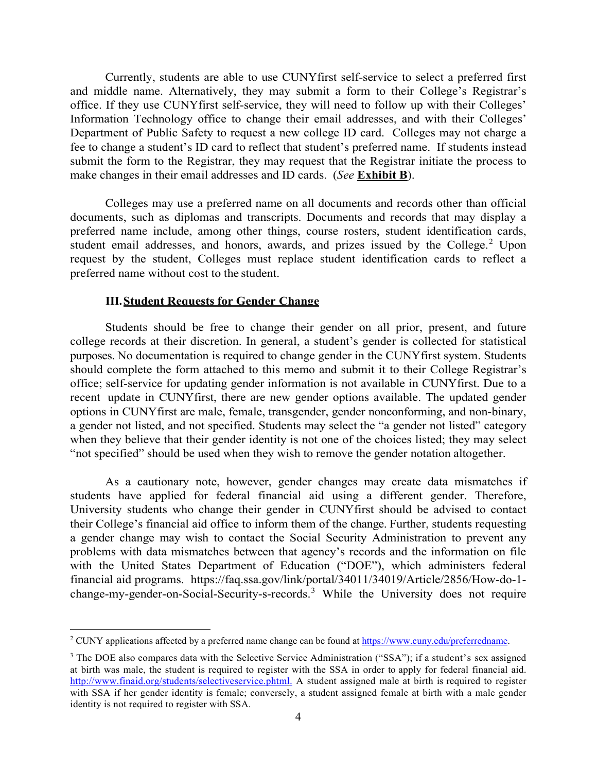Currently, students are able to use CUNYfirst self-service to select a preferred first and middle name. Alternatively, they may submit a form to their College's Registrar's office. If they use CUNYfirst self-service, they will need to follow up with their Colleges' Information Technology office to change their email addresses, and with their Colleges' Department of Public Safety to request a new college ID card. Colleges may not charge a fee to change a student's ID card to reflect that student's preferred name. If students instead submit the form to the Registrar, they may request that the Registrar initiate the process to make changes in their email addresses and ID cards. (*See* **Exhibit B**).

Colleges may use a preferred name on all documents and records other than official documents, such as diplomas and transcripts. Documents and records that may display a preferred name include, among other things, course rosters, student identification cards, student email addresses, and honors, awards, and prizes issued by the College.[2] Upon request by the student, Colleges must replace student identification cards to reflect a preferred name without cost to the student.

### III. Student Requests for Gender Change

Students should be free to change their gender on all prior, present, and future college records at their discretion. In general, a student's gender is collected for statistical purposes. No documentation is required to change gender in the CUNYfirst system. Students should complete the form attached to this memo and submit it to their College Registrar's office; self-service for updating gender information is not available in CUNYfirst. Due to a recent update in CUNYfirst, there are new gender options available. The updated gender options in CUNYfirst are male, female, transgender, gender nonconforming, and non-binary, a gender not listed, and not specified. Students may select the "a gender not listed" category when they believe that their gender identity is not one of the choices listed; they may select "not specified" should be used when they wish to remove the gender notation altogether.

As a cautionary note, however, gender changes may create data mismatches if students have applied for federal financial aid using a different gender. Therefore, University students who change their gender in CUNYfirst should be advised to contact their College's financial aid office to inform them of the change. Further, students requesting a gender change may wish to contact the Social Security Administration to prevent any problems with data mismatches between that agency's records and the information on file with the United States Department of Education ("DOE"), which administers federal financial aid programs. https://faq.ssa.gov/link/portal/34011/34019/Article/2856/How-do-1-change-my-gender-on-Social-Security-s-records.[3] While the University does not require

---

[2] CUNY applications affected by a preferred name change can be found at https://www.cuny.edu/preferredname.

[3] The DOE also compares data with the Selective Service Administration ("SSA"); if a student's sex assigned at birth was male, the student is required to register with the SSA in order to apply for federal financial aid. http://www.finaid.org/students/selectiveservice.phtml. A student assigned male at birth is required to register with SSA if her gender identity is female; conversely, a student assigned female at birth with a male gender identity is not required to register with SSA.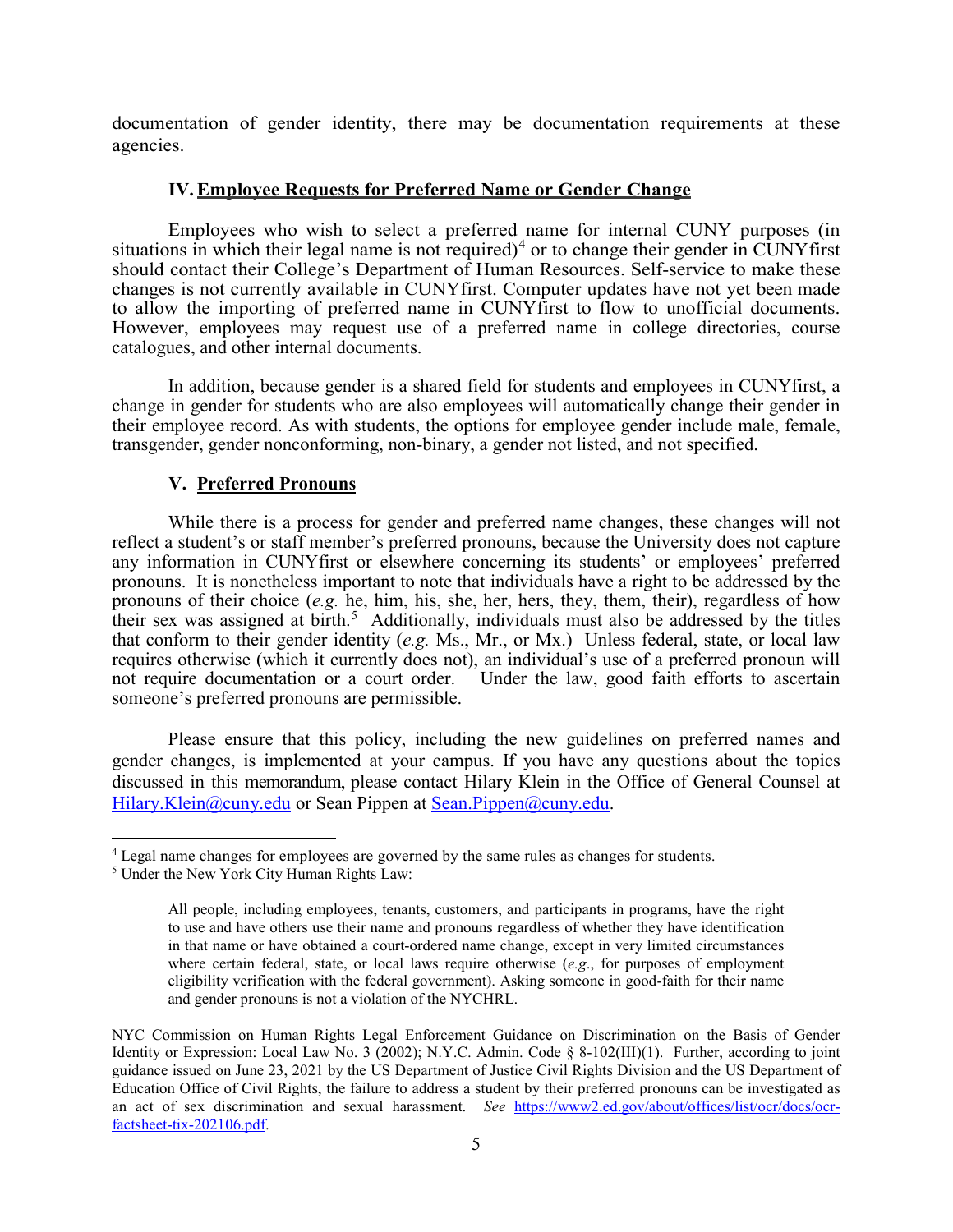documentation of gender identity, there may be documentation requirements at these agencies.

### IV. Employee Requests for Preferred Name or Gender Change

Employees who wish to select a preferred name for internal CUNY purposes (in situations in which their legal name is not required)[4] or to change their gender in CUNYfirst should contact their College's Department of Human Resources. Self-service to make these changes is not currently available in CUNYfirst. Computer updates have not yet been made to allow the importing of preferred name in CUNYfirst to flow to unofficial documents. However, employees may request use of a preferred name in college directories, course catalogues, and other internal documents.

In addition, because gender is a shared field for students and employees in CUNYfirst, a change in gender for students who are also employees will automatically change their gender in their employee record. As with students, the options for employee gender include male, female, transgender, gender nonconforming, non-binary, a gender not listed, and not specified.

### V. Preferred Pronouns

While there is a process for gender and preferred name changes, these changes will not reflect a student's or staff member's preferred pronouns, because the University does not capture any information in CUNYfirst or elsewhere concerning its students' or employees' preferred pronouns. It is nonetheless important to note that individuals have a right to be addressed by the pronouns of their choice (*e.g.* he, him, his, she, her, hers, they, them, their), regardless of how their sex was assigned at birth.[5] Additionally, individuals must also be addressed by the titles that conform to their gender identity (*e.g.* Ms., Mr., or Mx.) Unless federal, state, or local law requires otherwise (which it currently does not), an individual's use of a preferred pronoun will not require documentation or a court order. Under the law, good faith efforts to ascertain someone's preferred pronouns are permissible.

Please ensure that this policy, including the new guidelines on preferred names and gender changes, is implemented at your campus. If you have any questions about the topics discussed in this memorandum, please contact Hilary Klein in the Office of General Counsel at [Hilary.Klein@cuny.edu](mailto:Hilary.Klein@cuny.edu) or Sean Pippen at [Sean.Pippen@cuny.edu](mailto:Sean.Pippen@cuny.edu).

---

[4] Legal name changes for employees are governed by the same rules as changes for students.

[5] Under the New York City Human Rights Law:

> All people, including employees, tenants, customers, and participants in programs, have the right to use and have others use their name and pronouns regardless of whether they have identification in that name or have obtained a court-ordered name change, except in very limited circumstances where certain federal, state, or local laws require otherwise (*e.g.*, for purposes of employment eligibility verification with the federal government). Asking someone in good-faith for their name and gender pronouns is not a violation of the NYCHRL.

NYC Commission on Human Rights Legal Enforcement Guidance on Discrimination on the Basis of Gender Identity or Expression: Local Law No. 3 (2002); N.Y.C. Admin. Code § 8-102(III)(1). Further, according to joint guidance issued on June 23, 2021 by the US Department of Justice Civil Rights Division and the US Department of Education Office of Civil Rights, the failure to address a student by their preferred pronouns can be investigated as an act of sex discrimination and sexual harassment. *See* [https://www2.ed.gov/about/offices/list/ocr/docs/ocr-factsheet-tix-202106.pdf](https://www2.ed.gov/about/offices/list/ocr/docs/ocr-factsheet-tix-202106.pdf).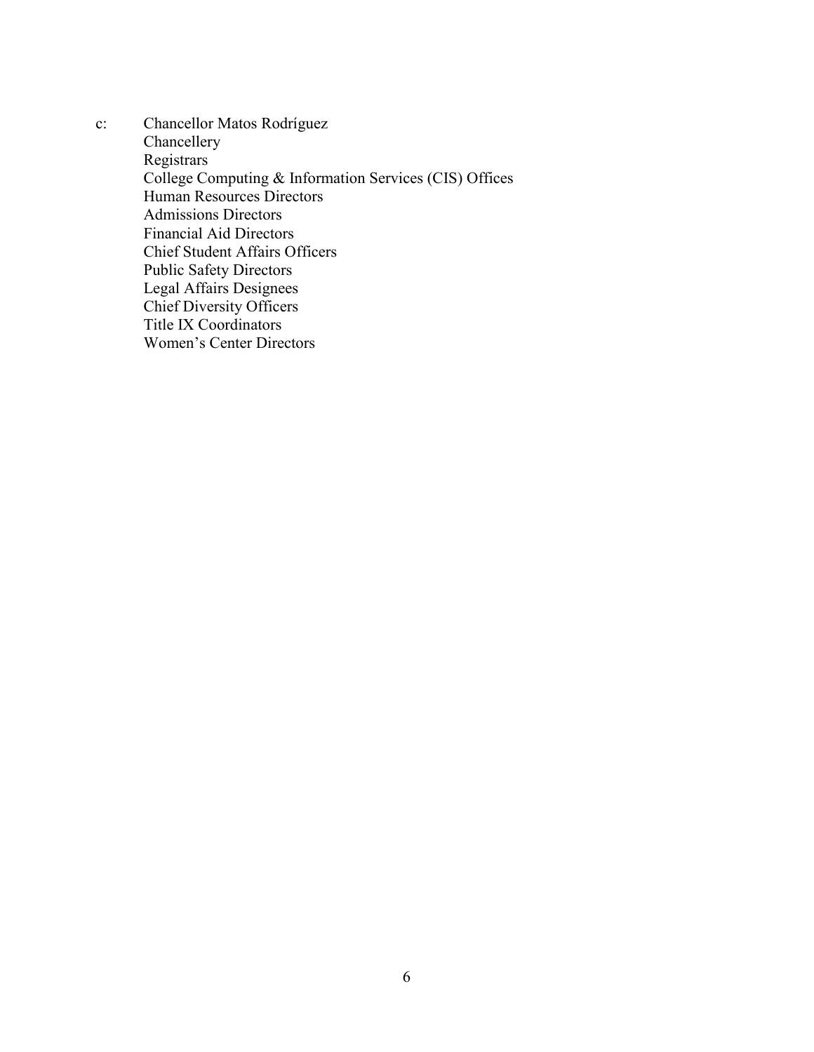c: Chancellor Matos Rodríguez
Chancellery
Registrars
College Computing & Information Services (CIS) Offices
Human Resources Directors
Admissions Directors
Financial Aid Directors
Chief Student Affairs Officers
Public Safety Directors
Legal Affairs Designees
Chief Diversity Officers
Title IX Coordinators
Women's Center Directors